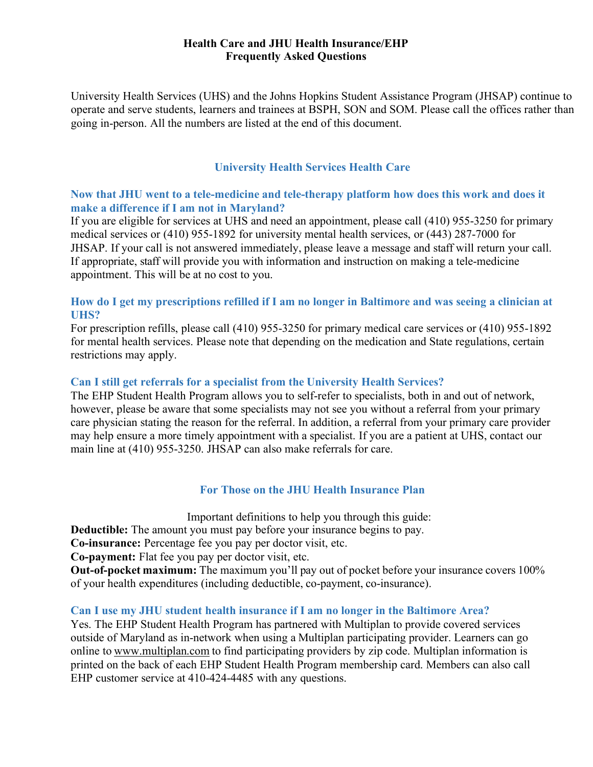# Health Care and JHU Health Insurance/EHP
# Frequently Asked Questions

University Health Services (UHS) and the Johns Hopkins Student Assistance Program (JHSAP) continue to operate and serve students, learners and trainees at BSPH, SON and SOM. Please call the offices rather than going in-person. All the numbers are listed at the end of this document.

## University Health Services Health Care

### Now that JHU went to a tele-medicine and tele-therapy platform how does this work and does it make a difference if I am not in Maryland?

If you are eligible for services at UHS and need an appointment, please call (410) 955-3250 for primary medical services or (410) 955-1892 for university mental health services, or (443) 287-7000 for JHSAP. If your call is not answered immediately, please leave a message and staff will return your call. If appropriate, staff will provide you with information and instruction on making a tele-medicine appointment. This will be at no cost to you.

### How do I get my prescriptions refilled if I am no longer in Baltimore and was seeing a clinician at UHS?

For prescription refills, please call (410) 955-3250 for primary medical care services or (410) 955-1892 for mental health services. Please note that depending on the medication and State regulations, certain restrictions may apply.

### Can I still get referrals for a specialist from the University Health Services?

The EHP Student Health Program allows you to self-refer to specialists, both in and out of network, however, please be aware that some specialists may not see you without a referral from your primary care physician stating the reason for the referral. In addition, a referral from your primary care provider may help ensure a more timely appointment with a specialist. If you are a patient at UHS, contact our main line at (410) 955-3250. JHSAP can also make referrals for care.

## For Those on the JHU Health Insurance Plan

Important definitions to help you through this guide:

**Deductible:** The amount you must pay before your insurance begins to pay.
**Co-insurance:** Percentage fee you pay per doctor visit, etc.
**Co-payment:** Flat fee you pay per doctor visit, etc.
**Out-of-pocket maximum:** The maximum you'll pay out of pocket before your insurance covers 100% of your health expenditures (including deductible, co-payment, co-insurance).

### Can I use my JHU student health insurance if I am no longer in the Baltimore Area?

Yes. The EHP Student Health Program has partnered with Multiplan to provide covered services outside of Maryland as in-network when using a Multiplan participating provider. Learners can go online to www.multiplan.com to find participating providers by zip code. Multiplan information is printed on the back of each EHP Student Health Program membership card. Members can also call EHP customer service at 410-424-4485 with any questions.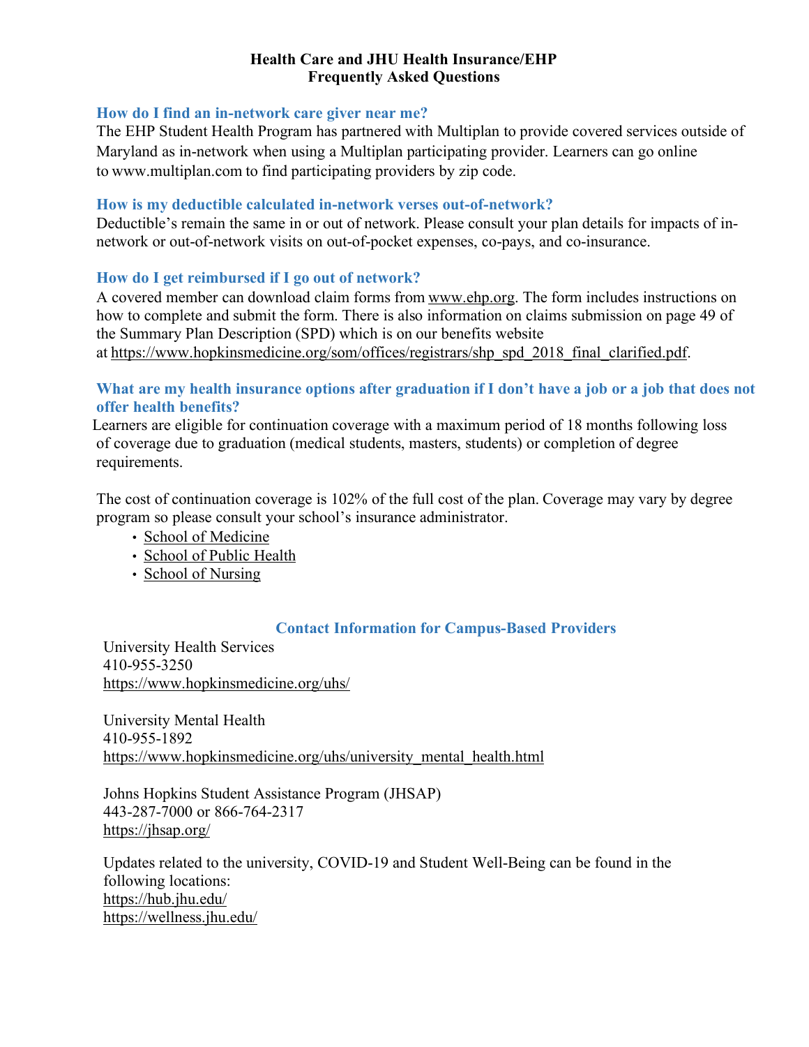# Health Care and JHU Health Insurance/EHP Frequently Asked Questions

### How do I find an in-network care giver near me?

The EHP Student Health Program has partnered with Multiplan to provide covered services outside of Maryland as in-network when using a Multiplan participating provider. Learners can go online to www.multiplan.com to find participating providers by zip code.

### How is my deductible calculated in-network verses out-of-network?

Deductible's remain the same in or out of network. Please consult your plan details for impacts of in-network or out-of-network visits on out-of-pocket expenses, co-pays, and co-insurance.

### How do I get reimbursed if I go out of network?

A covered member can download claim forms from www.ehp.org. The form includes instructions on how to complete and submit the form. There is also information on claims submission on page 49 of the Summary Plan Description (SPD) which is on our benefits website at https://www.hopkinsmedicine.org/som/offices/registrars/shp_spd_2018_final_clarified.pdf.

### What are my health insurance options after graduation if I don't have a job or a job that does not offer health benefits?

Learners are eligible for continuation coverage with a maximum period of 18 months following loss of coverage due to graduation (medical students, masters, students) or completion of degree requirements.

The cost of continuation coverage is 102% of the full cost of the plan. Coverage may vary by degree program so please consult your school's insurance administrator.

- School of Medicine
- School of Public Health
- School of Nursing

## Contact Information for Campus-Based Providers

University Health Services
410-955-3250
https://www.hopkinsmedicine.org/uhs/

University Mental Health
410-955-1892
https://www.hopkinsmedicine.org/uhs/university_mental_health.html

Johns Hopkins Student Assistance Program (JHSAP)
443-287-7000 or 866-764-2317
https://jhsap.org/

Updates related to the university, COVID-19 and Student Well-Being can be found in the following locations:
https://hub.jhu.edu/
https://wellness.jhu.edu/